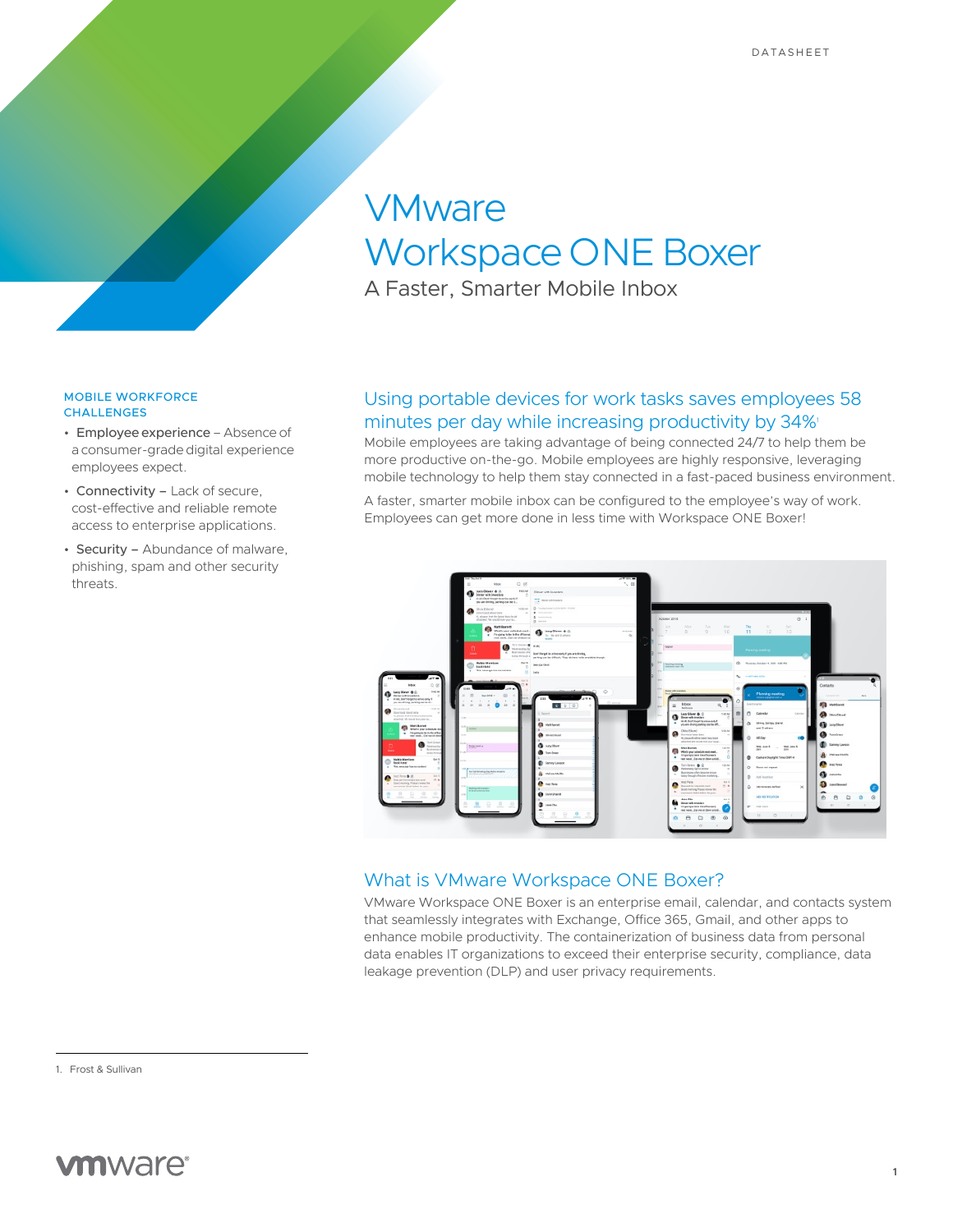DATASHEET

# VMware Workspace ONE Boxer

A Faster, Smarter Mobile Inbox

## MOBILE WORKFORCE CHALLENGES

- **Employee experience** – Absence of a consumer-grade digital experience employees expect.
- **Connectivity –** Lack of secure, cost-effective and reliable remote access to enterprise applications.
- **Security –** Abundance of malware, phishing, spam and other security threats.

## Using portable devices for work tasks saves employees 58 minutes per day while increasing productivity by 34%[1]

Mobile employees are taking advantage of being connected 24/7 to help them be more productive on-the-go. Mobile employees are highly responsive, leveraging mobile technology to help them stay connected in a fast-paced business environment.

A faster, smarter mobile inbox can be configured to the employee's way of work. Employees can get more done in less time with Workspace ONE Boxer!

## What is VMware Workspace ONE Boxer?

VMware Workspace ONE Boxer is an enterprise email, calendar, and contacts system that seamlessly integrates with Exchange, Office 365, Gmail, and other apps to enhance mobile productivity. The containerization of business data from personal data enables IT organizations to exceed their enterprise security, compliance, data leakage prevention (DLP) and user privacy requirements.

1. Frost & Sullivan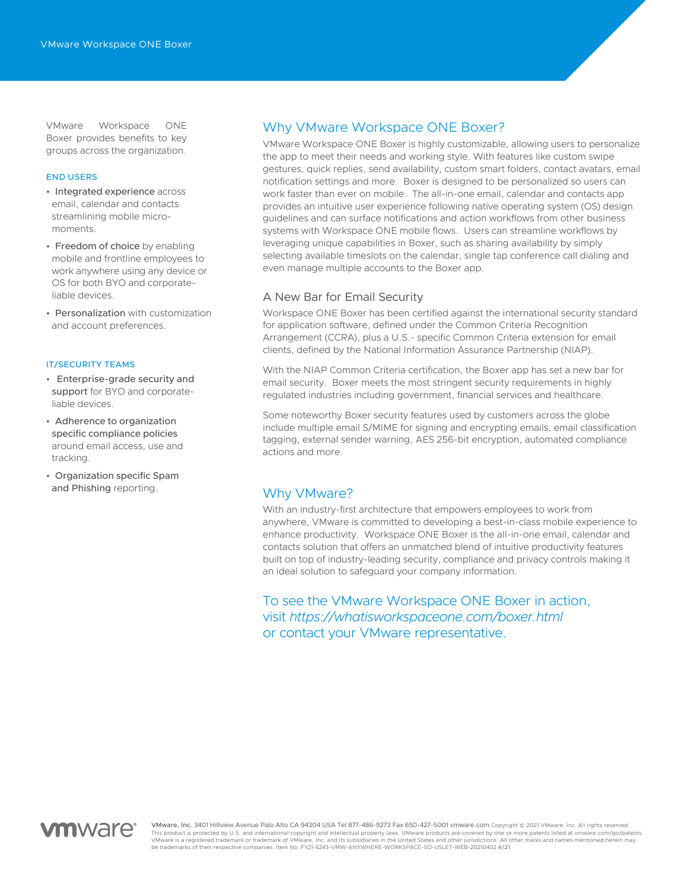VMware Workspace ONE Boxer provides benefits to key groups across the organization.

### END USERS

- **Integrated experience** across email, calendar and contacts streamlining mobile micro-moments.
- **Freedom of choice** by enabling mobile and frontline employees to work anywhere using any device or OS for both BYO and corporate-liable devices.
- **Personalization** with customization and account preferences.

### IT/SECURITY TEAMS

- **Enterprise-grade security and support** for BYO and corporate-liable devices.
- **Adherence to organization specific compliance policies** around email access, use and tracking.
- **Organization specific Spam and Phishing** reporting.

## Why VMware Workspace ONE Boxer?

VMware Workspace ONE Boxer is highly customizable, allowing users to personalize the app to meet their needs and working style. With features like custom swipe gestures, quick replies, send availability, custom smart folders, contact avatars, email notification settings and more. Boxer is designed to be personalized so users can work faster than ever on mobile. The all-in-one email, calendar and contacts app provides an intuitive user experience following native operating system (OS) design guidelines and can surface notifications and action workflows from other business systems with Workspace ONE mobile flows. Users can streamline workflows by leveraging unique capabilities in Boxer, such as sharing availability by simply selecting available timeslots on the calendar, single tap conference call dialing and even manage multiple accounts to the Boxer app.

### A New Bar for Email Security

Workspace ONE Boxer has been certified against the international security standard for application software, defined under the Common Criteria Recognition Arrangement (CCRA), plus a U.S.- specific Common Criteria extension for email clients, defined by the National Information Assurance Partnership (NIAP).

With the NIAP Common Criteria certification, the Boxer app has set a new bar for email security. Boxer meets the most stringent security requirements in highly regulated industries including government, financial services and healthcare.

Some noteworthy Boxer security features used by customers across the globe include multiple email S/MIME for signing and encrypting emails, email classification tagging, external sender warning, AES 256-bit encryption, automated compliance actions and more.

## Why VMware?

With an industry-first architecture that empowers employees to work from anywhere, VMware is committed to developing a best-in-class mobile experience to enhance productivity. Workspace ONE Boxer is the all-in-one email, calendar and contacts solution that offers an unmatched blend of intuitive productivity features built on top of industry-leading security, compliance and privacy controls making it an ideal solution to safeguard your company information.

To see the VMware Workspace ONE Boxer in action, visit *https://whatisworkspaceone.com/boxer.html* or contact your VMware representative.

**VMware, Inc.** 3401 Hillview Avenue Palo Alto CA 94304 USA Tel 877-486-9273 Fax 650-427-5001 vmware.com Copyright © 2021 VMware, Inc. All rights reserved. This product is protected by U.S. and international copyright and intellectual property laws. VMware products are covered by one or more patents listed at vmware.com/go/patents. VMware is a registered trademark or trademark of VMware, Inc. and its subsidiaries in the United States and other jurisdictions. All other marks and names mentioned herein may be trademarks of their respective companies. Item No: FY21-6243-VMW-ANYWHERE-WORKSPACE-SO-USLET-WEB-20210402 4/21